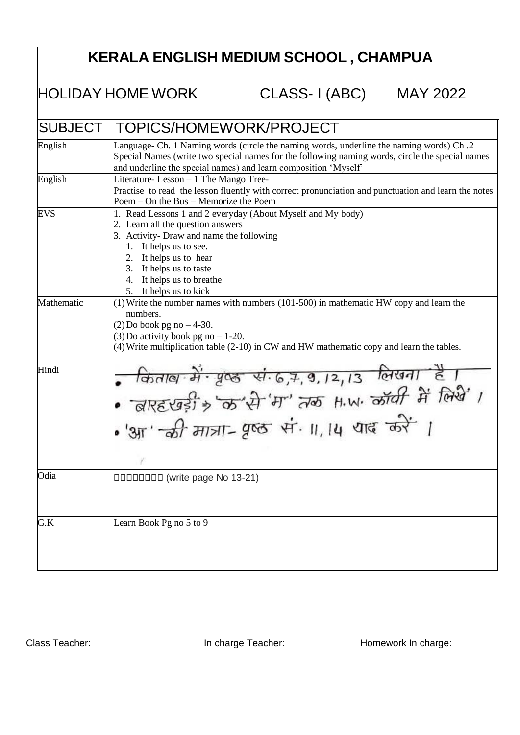# KERALA ENGLISH MEDIUM SCHOOL , CHAMPUA

## HOLIDAY HOME WORK CLASS- I (ABC) MAY 2022

| SUBJECT | TOPICS/HOMEWORK/PROJECT |
|---|---|
| English | Language- Ch. 1 Naming words (circle the naming words, underline the naming words) Ch .2 Special Names (write two special names for the following naming words, circle the special names and underline the special names) and learn composition 'Myself' |
| English | Literature- Lesson – 1 The Mango Tree-<br>Practise to read the lesson fluently with correct pronunciation and punctuation and learn the notes<br>Poem – On the Bus – Memorize the Poem |
| EVS | 1. Read Lessons 1 and 2 everyday (About Myself and My body)<br>2. Learn all the question answers<br>3. Activity- Draw and name the following<br>&nbsp;&nbsp;1. It helps us to see.<br>&nbsp;&nbsp;2. It helps us to hear<br>&nbsp;&nbsp;3. It helps us to taste<br>&nbsp;&nbsp;4. It helps us to breathe<br>&nbsp;&nbsp;5. It helps us to kick |
| Mathematic | (1) Write the number names with numbers (101-500) in mathematic HW copy and learn the numbers.<br>(2) Do book pg no – 4-30.<br>(3) Do activity book pg no – 1-20.<br>(4) Write multiplication table (2-10) in CW and HW mathematic copy and learn the tables. |
| Hindi | • किताब में पृष्ठ सं. 6,7,9,12,13 लिखना है।<br>• बारहखड़ी ⇒ 'क' से 'म' तक H.W. कॉपी में लिखें।<br>• 'आ' की मात्रा- पृष्ठ सं. 11,14 याद करें। |
| Odia | □□□□□□□□ (write page No 13-21) |
| G.K | Learn Book Pg no 5 to 9 |

Class Teacher: In charge Teacher: Homework In charge: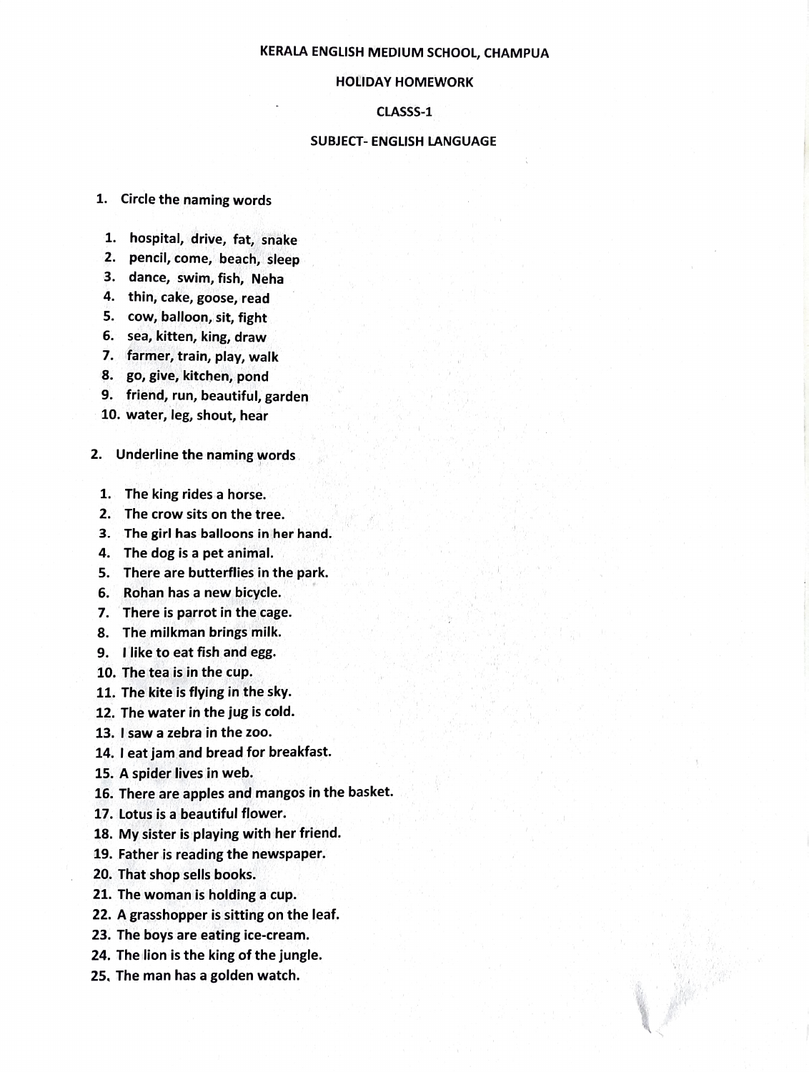**KERALA ENGLISH MEDIUM SCHOOL, CHAMPUA**

**HOLIDAY HOMEWORK**

**CLASSS-1**

**SUBJECT- ENGLISH LANGUAGE**

1. **Circle the naming words**

   1. hospital, drive, fat, snake
   2. pencil, come, beach, sleep
   3. dance, swim, fish, Neha
   4. thin, cake, goose, read
   5. cow, balloon, sit, fight
   6. sea, kitten, king, draw
   7. farmer, train, play, walk
   8. go, give, kitchen, pond
   9. friend, run, beautiful, garden
   10. water, leg, shout, hear

2. **Underline the naming words**

   1. The king rides a horse.
   2. The crow sits on the tree.
   3. The girl has balloons in her hand.
   4. The dog is a pet animal.
   5. There are butterflies in the park.
   6. Rohan has a new bicycle.
   7. There is parrot in the cage.
   8. The milkman brings milk.
   9. I like to eat fish and egg.
   10. The tea is in the cup.
   11. The kite is flying in the sky.
   12. The water in the jug is cold.
   13. I saw a zebra in the zoo.
   14. I eat jam and bread for breakfast.
   15. A spider lives in web.
   16. There are apples and mangos in the basket.
   17. Lotus is a beautiful flower.
   18. My sister is playing with her friend.
   19. Father is reading the newspaper.
   20. That shop sells books.
   21. The woman is holding a cup.
   22. A grasshopper is sitting on the leaf.
   23. The boys are eating ice-cream.
   24. The lion is the king of the jungle.
   25. The man has a golden watch.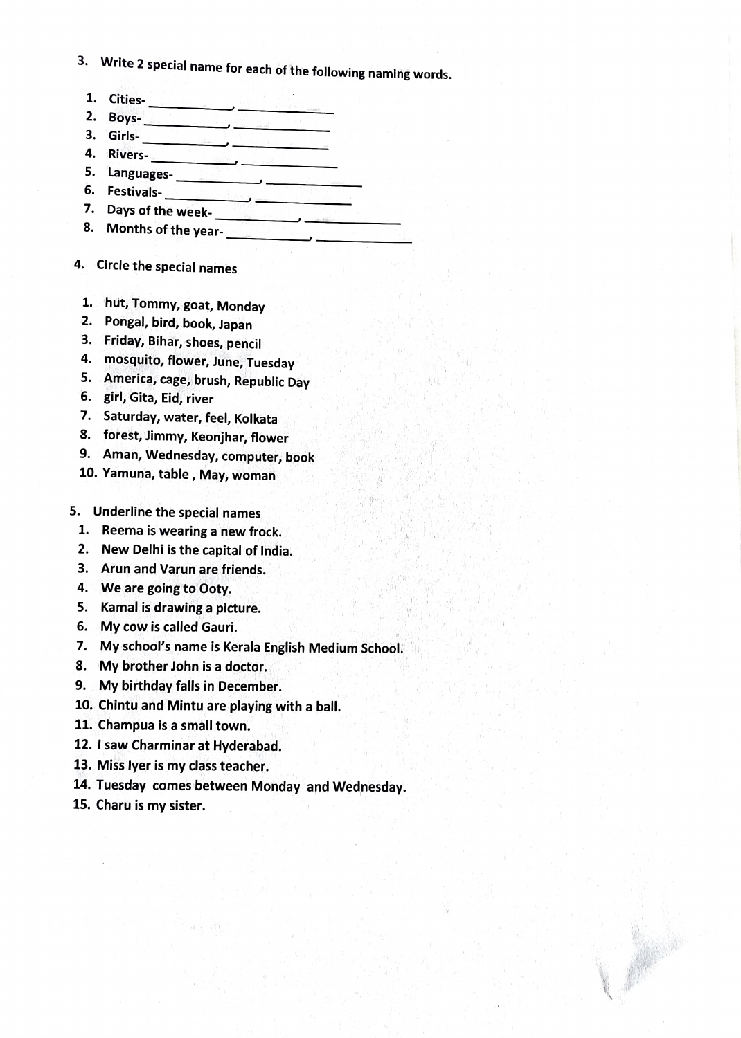3. Write 2 special name for each of the following naming words.

1. Cities- ___________, ___________
2. Boys- ___________, ___________
3. Girls- ___________, ___________
4. Rivers- ___________, ___________
5. Languages- ___________, ___________
6. Festivals- ___________, ___________
7. Days of the week- ___________, ___________
8. Months of the year- ___________, ___________

4. Circle the special names

1. hut, Tommy, goat, Monday
2. Pongal, bird, book, Japan
3. Friday, Bihar, shoes, pencil
4. mosquito, flower, June, Tuesday
5. America, cage, brush, Republic Day
6. girl, Gita, Eid, river
7. Saturday, water, feel, Kolkata
8. forest, Jimmy, Keonjhar, flower
9. Aman, Wednesday, computer, book
10. Yamuna, table , May, woman

5. Underline the special names

1. Reema is wearing a new frock.
2. New Delhi is the capital of India.
3. Arun and Varun are friends.
4. We are going to Ooty.
5. Kamal is drawing a picture.
6. My cow is called Gauri.
7. My school's name is Kerala English Medium School.
8. My brother John is a doctor.
9. My birthday falls in December.
10. Chintu and Mintu are playing with a ball.
11. Champua is a small town.
12. I saw Charminar at Hyderabad.
13. Miss Iyer is my class teacher.
14. Tuesday comes between Monday and Wednesday.
15. Charu is my sister.